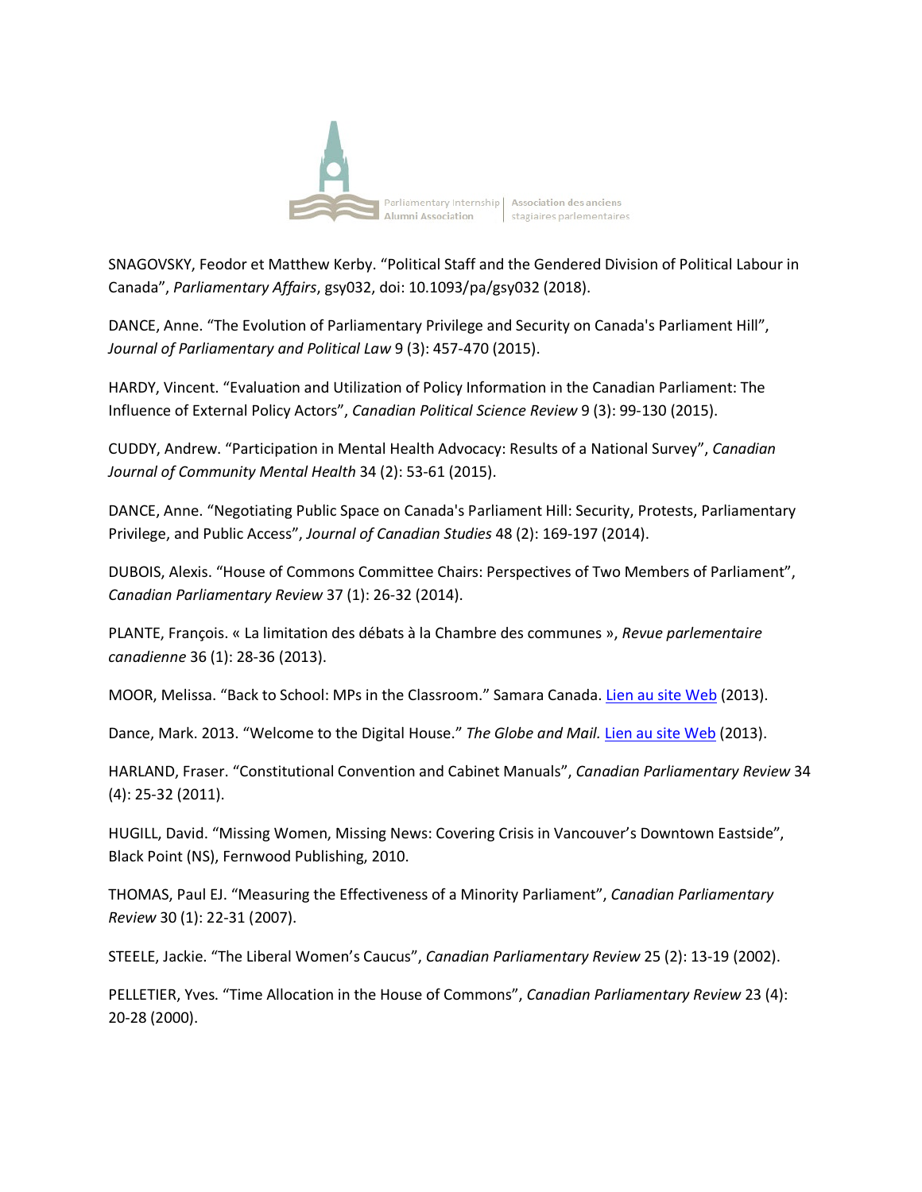Parliamentary Internship Alumni Association | Association des anciens stagiaires parlementaires

SNAGOVSKY, Feodor et Matthew Kerby. "Political Staff and the Gendered Division of Political Labour in Canada", *Parliamentary Affairs*, gsy032, doi: 10.1093/pa/gsy032 (2018).

DANCE, Anne. "The Evolution of Parliamentary Privilege and Security on Canada's Parliament Hill", *Journal of Parliamentary and Political Law* 9 (3): 457-470 (2015).

HARDY, Vincent. "Evaluation and Utilization of Policy Information in the Canadian Parliament: The Influence of External Policy Actors", *Canadian Political Science Review* 9 (3): 99-130 (2015).

CUDDY, Andrew. "Participation in Mental Health Advocacy: Results of a National Survey", *Canadian Journal of Community Mental Health* 34 (2): 53-61 (2015).

DANCE, Anne. "Negotiating Public Space on Canada's Parliament Hill: Security, Protests, Parliamentary Privilege, and Public Access", *Journal of Canadian Studies* 48 (2): 169-197 (2014).

DUBOIS, Alexis. "House of Commons Committee Chairs: Perspectives of Two Members of Parliament", *Canadian Parliamentary Review* 37 (1): 26-32 (2014).

PLANTE, François. « La limitation des débats à la Chambre des communes », *Revue parlementaire canadienne* 36 (1): 28-36 (2013).

MOOR, Melissa. "Back to School: MPs in the Classroom." Samara Canada. Lien au site Web (2013).

Dance, Mark. 2013. "Welcome to the Digital House." *The Globe and Mail.* Lien au site Web (2013).

HARLAND, Fraser. "Constitutional Convention and Cabinet Manuals", *Canadian Parliamentary Review* 34 (4): 25-32 (2011).

HUGILL, David. "Missing Women, Missing News: Covering Crisis in Vancouver's Downtown Eastside", Black Point (NS), Fernwood Publishing, 2010.

THOMAS, Paul EJ. "Measuring the Effectiveness of a Minority Parliament", *Canadian Parliamentary Review* 30 (1): 22-31 (2007).

STEELE, Jackie. "The Liberal Women's Caucus", *Canadian Parliamentary Review* 25 (2): 13-19 (2002).

PELLETIER, Yves. "Time Allocation in the House of Commons", *Canadian Parliamentary Review* 23 (4): 20-28 (2000).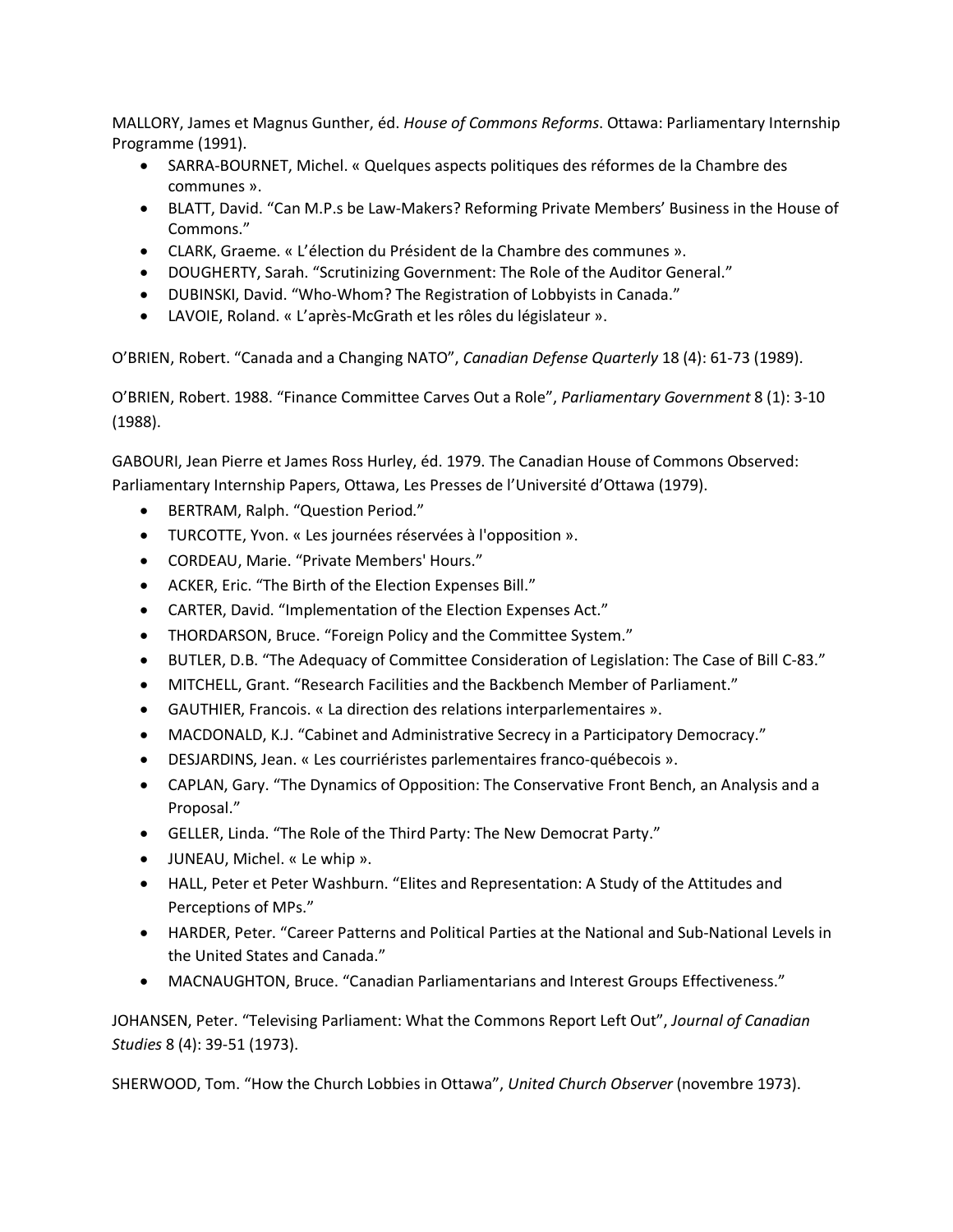MALLORY, James et Magnus Gunther, éd. *House of Commons Reforms*. Ottawa: Parliamentary Internship Programme (1991).

- SARRA-BOURNET, Michel. « Quelques aspects politiques des réformes de la Chambre des communes ».
- BLATT, David. "Can M.P.s be Law-Makers? Reforming Private Members' Business in the House of Commons."
- CLARK, Graeme. « L'élection du Président de la Chambre des communes ».
- DOUGHERTY, Sarah. "Scrutinizing Government: The Role of the Auditor General."
- DUBINSKI, David. "Who-Whom? The Registration of Lobbyists in Canada."
- LAVOIE, Roland. « L'après-McGrath et les rôles du législateur ».

O'BRIEN, Robert. "Canada and a Changing NATO", *Canadian Defense Quarterly* 18 (4): 61-73 (1989).

O'BRIEN, Robert. 1988. "Finance Committee Carves Out a Role", *Parliamentary Government* 8 (1): 3-10 (1988).

GABOURI, Jean Pierre et James Ross Hurley, éd. 1979. The Canadian House of Commons Observed: Parliamentary Internship Papers, Ottawa, Les Presses de l'Université d'Ottawa (1979).

- BERTRAM, Ralph. "Question Period."
- TURCOTTE, Yvon. « Les journées réservées à l'opposition ».
- CORDEAU, Marie. "Private Members' Hours."
- ACKER, Eric. "The Birth of the Election Expenses Bill."
- CARTER, David. "Implementation of the Election Expenses Act."
- THORDARSON, Bruce. "Foreign Policy and the Committee System."
- BUTLER, D.B. "The Adequacy of Committee Consideration of Legislation: The Case of Bill C-83."
- MITCHELL, Grant. "Research Facilities and the Backbench Member of Parliament."
- GAUTHIER, Francois. « La direction des relations interparlementaires ».
- MACDONALD, K.J. "Cabinet and Administrative Secrecy in a Participatory Democracy."
- DESJARDINS, Jean. « Les courriéristes parlementaires franco-québecois ».
- CAPLAN, Gary. "The Dynamics of Opposition: The Conservative Front Bench, an Analysis and a Proposal."
- GELLER, Linda. "The Role of the Third Party: The New Democrat Party."
- JUNEAU, Michel. « Le whip ».
- HALL, Peter et Peter Washburn. "Elites and Representation: A Study of the Attitudes and Perceptions of MPs."
- HARDER, Peter. "Career Patterns and Political Parties at the National and Sub-National Levels in the United States and Canada."
- MACNAUGHTON, Bruce. "Canadian Parliamentarians and Interest Groups Effectiveness."

JOHANSEN, Peter. "Televising Parliament: What the Commons Report Left Out", *Journal of Canadian Studies* 8 (4): 39-51 (1973).

SHERWOOD, Tom. "How the Church Lobbies in Ottawa", *United Church Observer* (novembre 1973).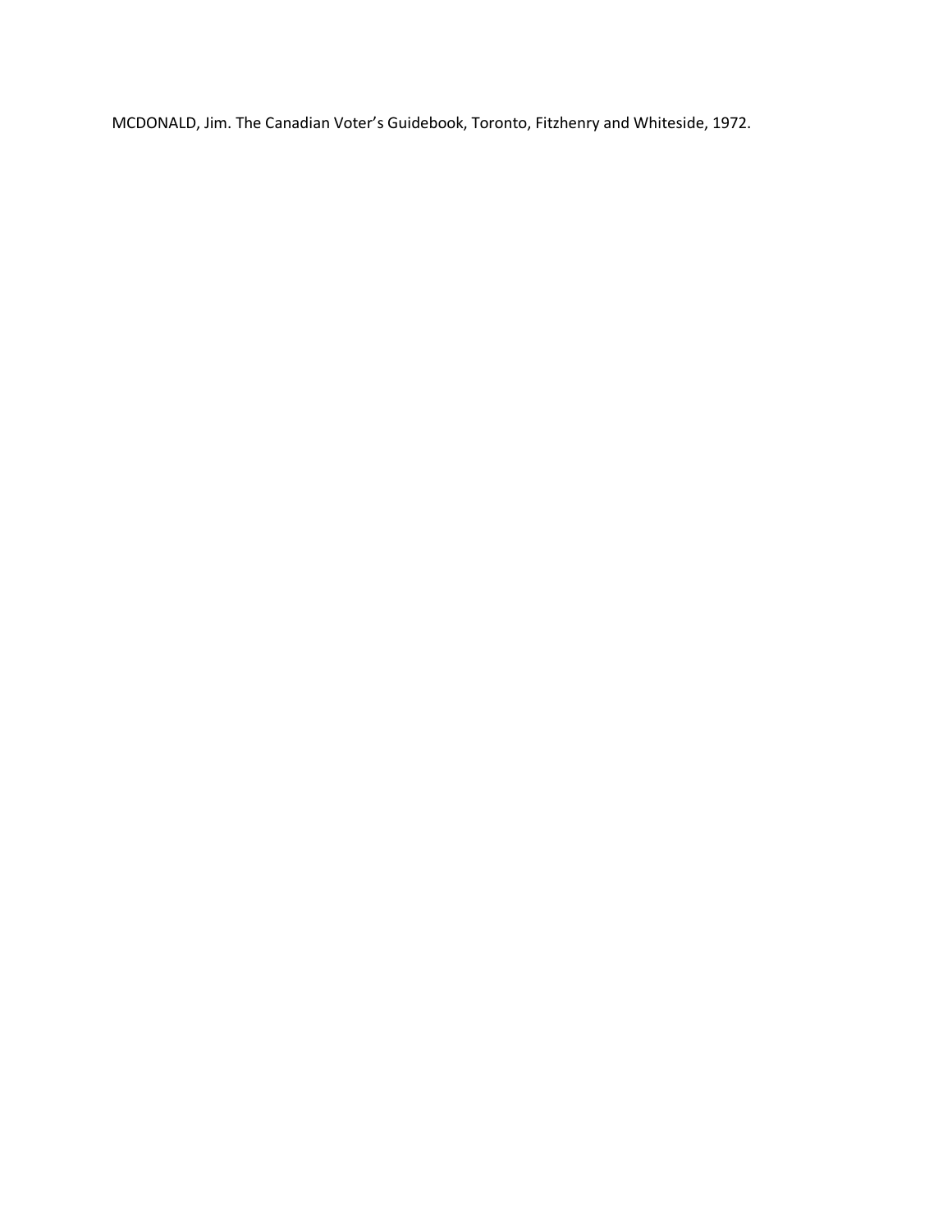MCDONALD, Jim. The Canadian Voter's Guidebook, Toronto, Fitzhenry and Whiteside, 1972.